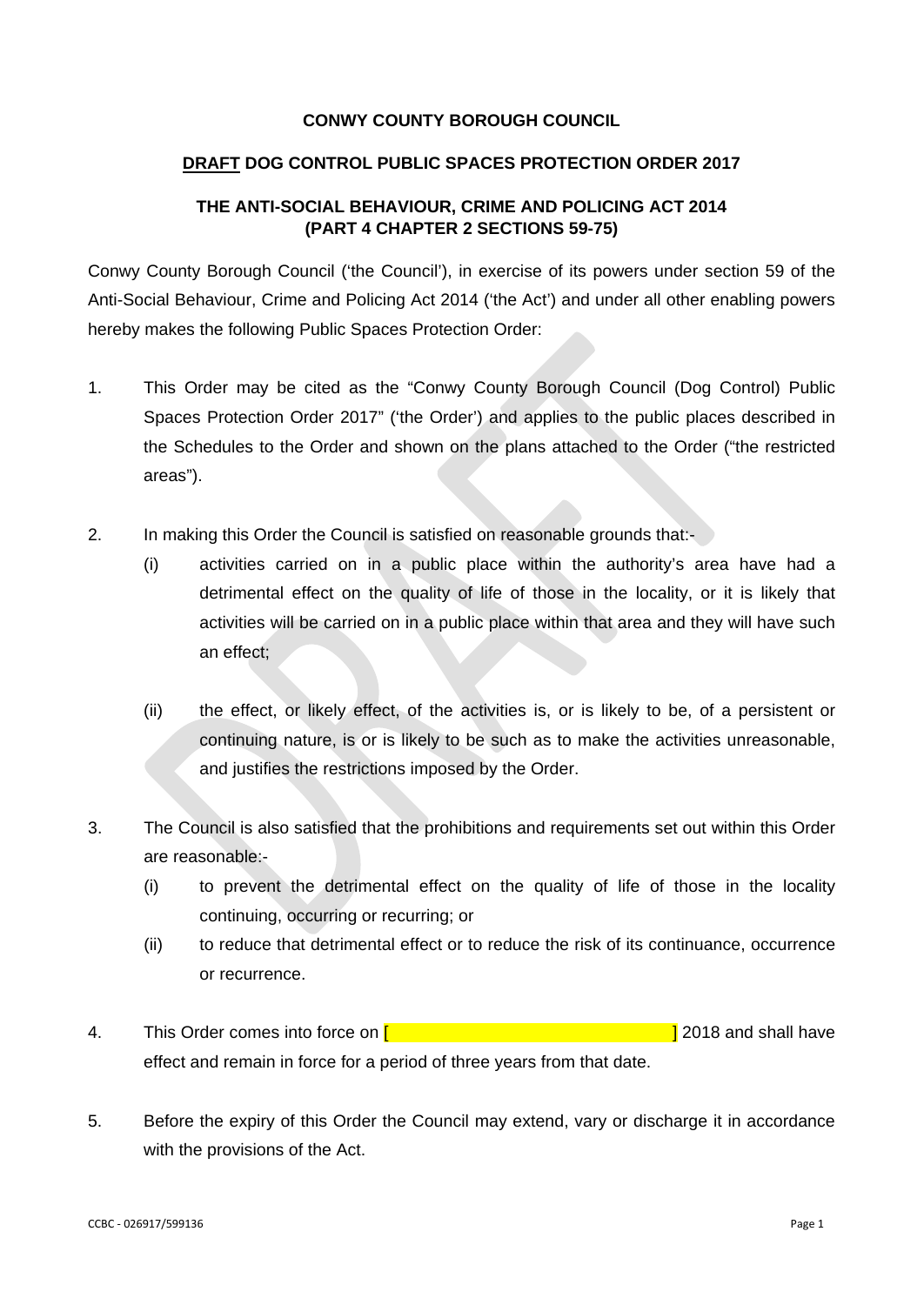**CONWY COUNTY BOROUGH COUNCIL**

**<u>DRAFT</u> DOG CONTROL PUBLIC SPACES PROTECTION ORDER 2017**

**THE ANTI-SOCIAL BEHAVIOUR, CRIME AND POLICING ACT 2014 (PART 4 CHAPTER 2 SECTIONS 59-75)**

Conwy County Borough Council ('the Council'), in exercise of its powers under section 59 of the Anti-Social Behaviour, Crime and Policing Act 2014 ('the Act') and under all other enabling powers hereby makes the following Public Spaces Protection Order:

1. This Order may be cited as the "Conwy County Borough Council (Dog Control) Public Spaces Protection Order 2017" ('the Order') and applies to the public places described in the Schedules to the Order and shown on the plans attached to the Order ("the restricted areas").

2. In making this Order the Council is satisfied on reasonable grounds that:-
   - (i) activities carried on in a public place within the authority's area have had a detrimental effect on the quality of life of those in the locality, or it is likely that activities will be carried on in a public place within that area and they will have such an effect;
   - (ii) the effect, or likely effect, of the activities is, or is likely to be, of a persistent or continuing nature, is or is likely to be such as to make the activities unreasonable, and justifies the restrictions imposed by the Order.

3. The Council is also satisfied that the prohibitions and requirements set out within this Order are reasonable:-
   - (i) to prevent the detrimental effect on the quality of life of those in the locality continuing, occurring or recurring; or
   - (ii) to reduce that detrimental effect or to reduce the risk of its continuance, occurrence or recurrence.

4. This Order comes into force on [ ] 2018 and shall have effect and remain in force for a period of three years from that date.

5. Before the expiry of this Order the Council may extend, vary or discharge it in accordance with the provisions of the Act.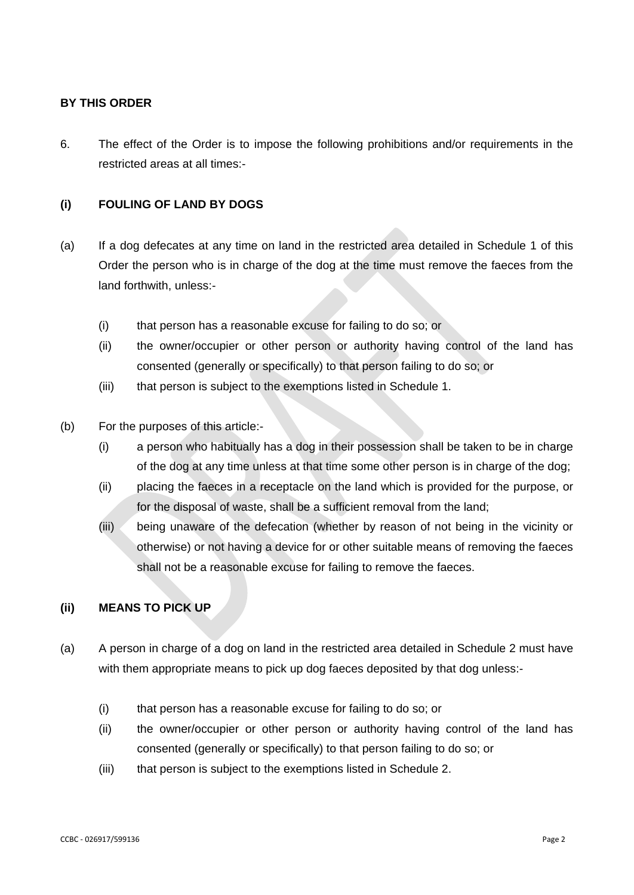**BY THIS ORDER**

6. The effect of the Order is to impose the following prohibitions and/or requirements in the restricted areas at all times:-

**(i) FOULING OF LAND BY DOGS**

(a) If a dog defecates at any time on land in the restricted area detailed in Schedule 1 of this Order the person who is in charge of the dog at the time must remove the faeces from the land forthwith, unless:-

  (i) that person has a reasonable excuse for failing to do so; or
  (ii) the owner/occupier or other person or authority having control of the land has consented (generally or specifically) to that person failing to do so; or
  (iii) that person is subject to the exemptions listed in Schedule 1.

(b) For the purposes of this article:-
  (i) a person who habitually has a dog in their possession shall be taken to be in charge of the dog at any time unless at that time some other person is in charge of the dog;
  (ii) placing the faeces in a receptacle on the land which is provided for the purpose, or for the disposal of waste, shall be a sufficient removal from the land;
  (iii) being unaware of the defecation (whether by reason of not being in the vicinity or otherwise) or not having a device for or other suitable means of removing the faeces shall not be a reasonable excuse for failing to remove the faeces.

**(ii) MEANS TO PICK UP**

(a) A person in charge of a dog on land in the restricted area detailed in Schedule 2 must have with them appropriate means to pick up dog faeces deposited by that dog unless:-

  (i) that person has a reasonable excuse for failing to do so; or
  (ii) the owner/occupier or other person or authority having control of the land has consented (generally or specifically) to that person failing to do so; or
  (iii) that person is subject to the exemptions listed in Schedule 2.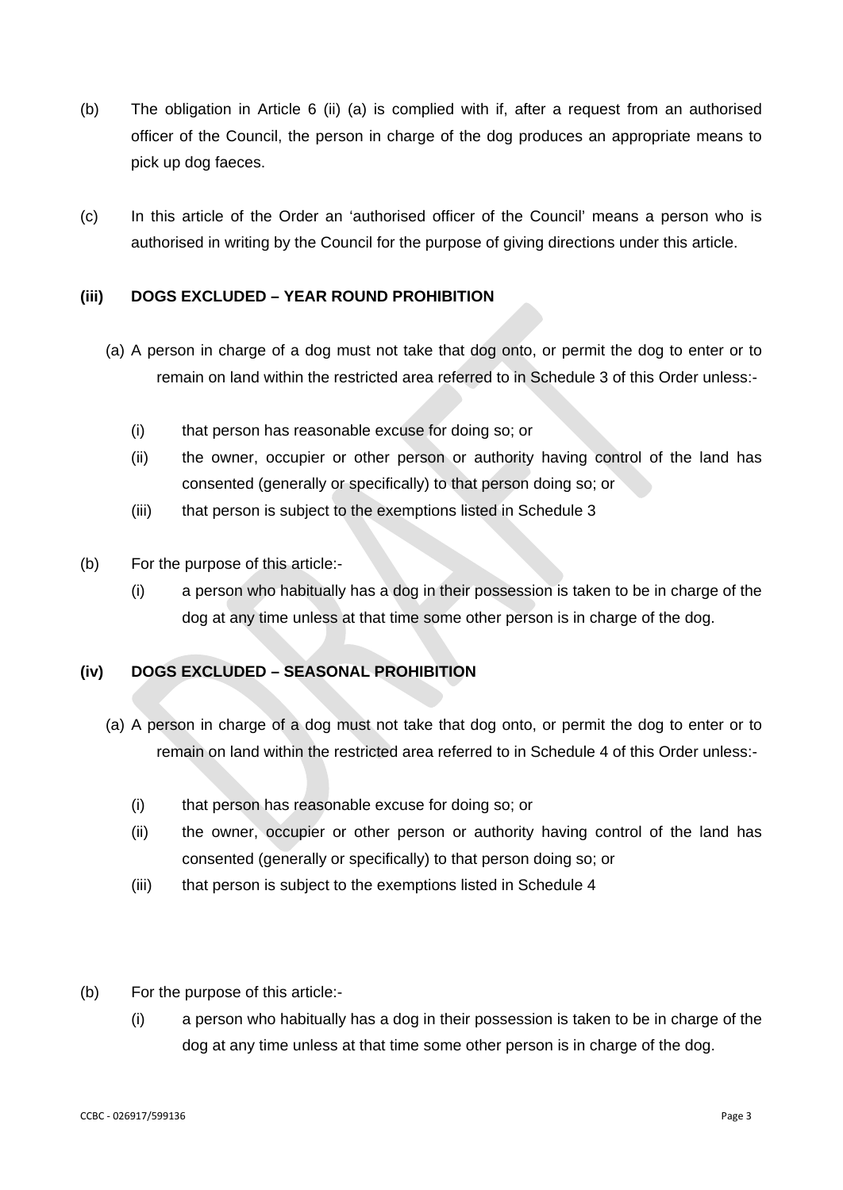(b) The obligation in Article 6 (ii) (a) is complied with if, after a request from an authorised officer of the Council, the person in charge of the dog produces an appropriate means to pick up dog faeces.

(c) In this article of the Order an 'authorised officer of the Council' means a person who is authorised in writing by the Council for the purpose of giving directions under this article.

**(iii) DOGS EXCLUDED – YEAR ROUND PROHIBITION**

(a) A person in charge of a dog must not take that dog onto, or permit the dog to enter or to remain on land within the restricted area referred to in Schedule 3 of this Order unless:-

- (i) that person has reasonable excuse for doing so; or
- (ii) the owner, occupier or other person or authority having control of the land has consented (generally or specifically) to that person doing so; or
- (iii) that person is subject to the exemptions listed in Schedule 3

(b) For the purpose of this article:-

- (i) a person who habitually has a dog in their possession is taken to be in charge of the dog at any time unless at that time some other person is in charge of the dog.

**(iv) DOGS EXCLUDED – SEASONAL PROHIBITION**

(a) A person in charge of a dog must not take that dog onto, or permit the dog to enter or to remain on land within the restricted area referred to in Schedule 4 of this Order unless:-

- (i) that person has reasonable excuse for doing so; or
- (ii) the owner, occupier or other person or authority having control of the land has consented (generally or specifically) to that person doing so; or
- (iii) that person is subject to the exemptions listed in Schedule 4

(b) For the purpose of this article:-

- (i) a person who habitually has a dog in their possession is taken to be in charge of the dog at any time unless at that time some other person is in charge of the dog.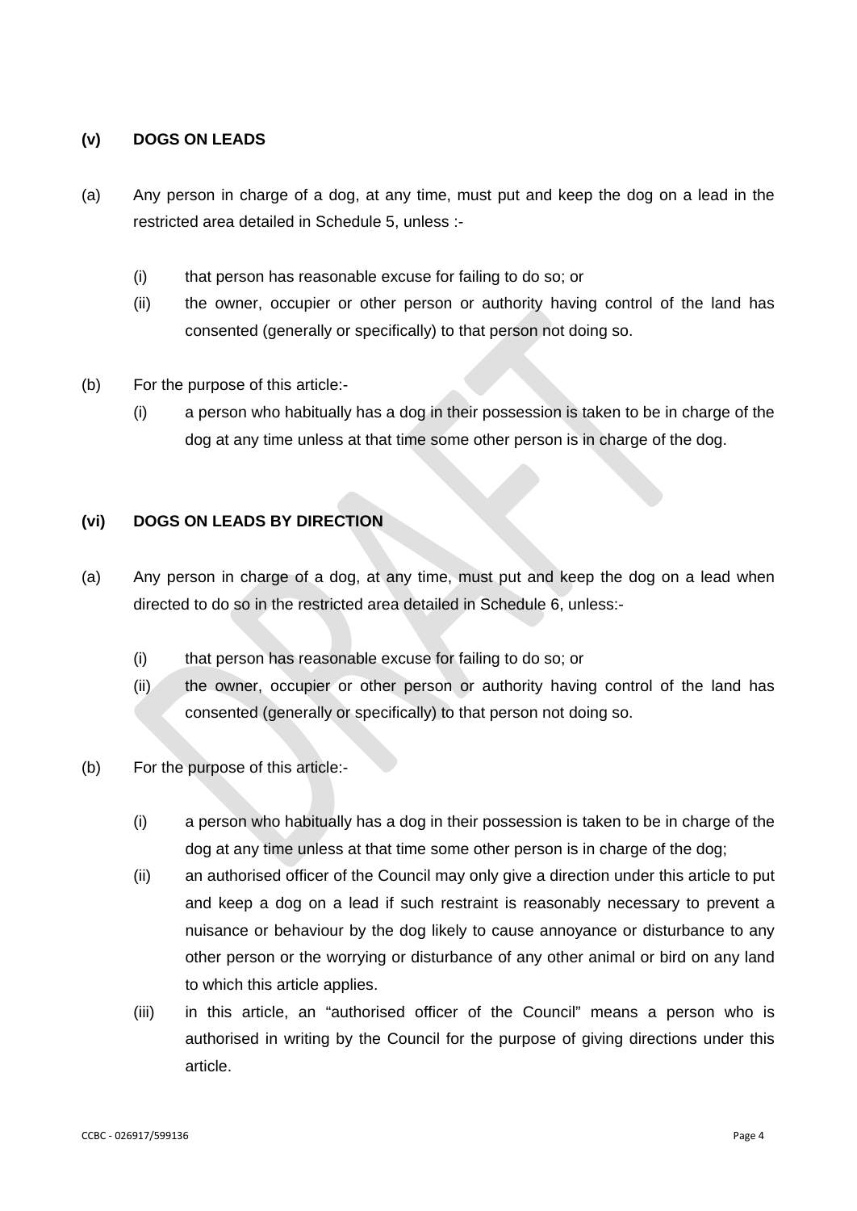## (v) DOGS ON LEADS

(a) Any person in charge of a dog, at any time, must put and keep the dog on a lead in the restricted area detailed in Schedule 5, unless :-

   (i) that person has reasonable excuse for failing to do so; or
   (ii) the owner, occupier or other person or authority having control of the land has consented (generally or specifically) to that person not doing so.

(b) For the purpose of this article:-

   (i) a person who habitually has a dog in their possession is taken to be in charge of the dog at any time unless at that time some other person is in charge of the dog.

## (vi) DOGS ON LEADS BY DIRECTION

(a) Any person in charge of a dog, at any time, must put and keep the dog on a lead when directed to do so in the restricted area detailed in Schedule 6, unless:-

   (i) that person has reasonable excuse for failing to do so; or
   (ii) the owner, occupier or other person or authority having control of the land has consented (generally or specifically) to that person not doing so.

(b) For the purpose of this article:-

   (i) a person who habitually has a dog in their possession is taken to be in charge of the dog at any time unless at that time some other person is in charge of the dog;
   (ii) an authorised officer of the Council may only give a direction under this article to put and keep a dog on a lead if such restraint is reasonably necessary to prevent a nuisance or behaviour by the dog likely to cause annoyance or disturbance to any other person or the worrying or disturbance of any other animal or bird on any land to which this article applies.
   (iii) in this article, an "authorised officer of the Council" means a person who is authorised in writing by the Council for the purpose of giving directions under this article.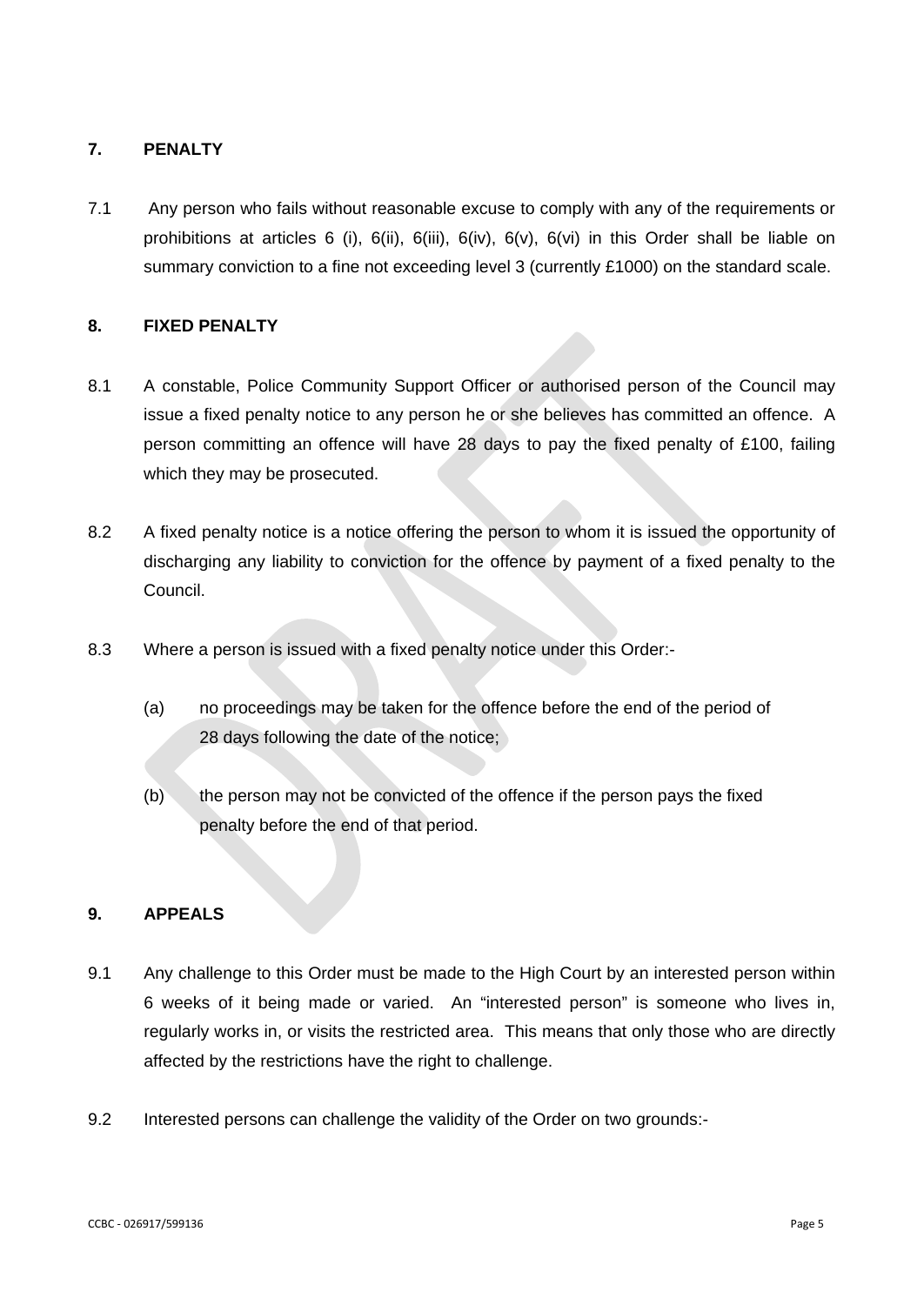## 7. PENALTY

7.1 Any person who fails without reasonable excuse to comply with any of the requirements or prohibitions at articles 6 (i), 6(ii), 6(iii), 6(iv), 6(v), 6(vi) in this Order shall be liable on summary conviction to a fine not exceeding level 3 (currently £1000) on the standard scale.

## 8. FIXED PENALTY

8.1 A constable, Police Community Support Officer or authorised person of the Council may issue a fixed penalty notice to any person he or she believes has committed an offence. A person committing an offence will have 28 days to pay the fixed penalty of £100, failing which they may be prosecuted.

8.2 A fixed penalty notice is a notice offering the person to whom it is issued the opportunity of discharging any liability to conviction for the offence by payment of a fixed penalty to the Council.

8.3 Where a person is issued with a fixed penalty notice under this Order:-

(a) no proceedings may be taken for the offence before the end of the period of 28 days following the date of the notice;

(b) the person may not be convicted of the offence if the person pays the fixed penalty before the end of that period.

## 9. APPEALS

9.1 Any challenge to this Order must be made to the High Court by an interested person within 6 weeks of it being made or varied. An "interested person" is someone who lives in, regularly works in, or visits the restricted area. This means that only those who are directly affected by the restrictions have the right to challenge.

9.2 Interested persons can challenge the validity of the Order on two grounds:-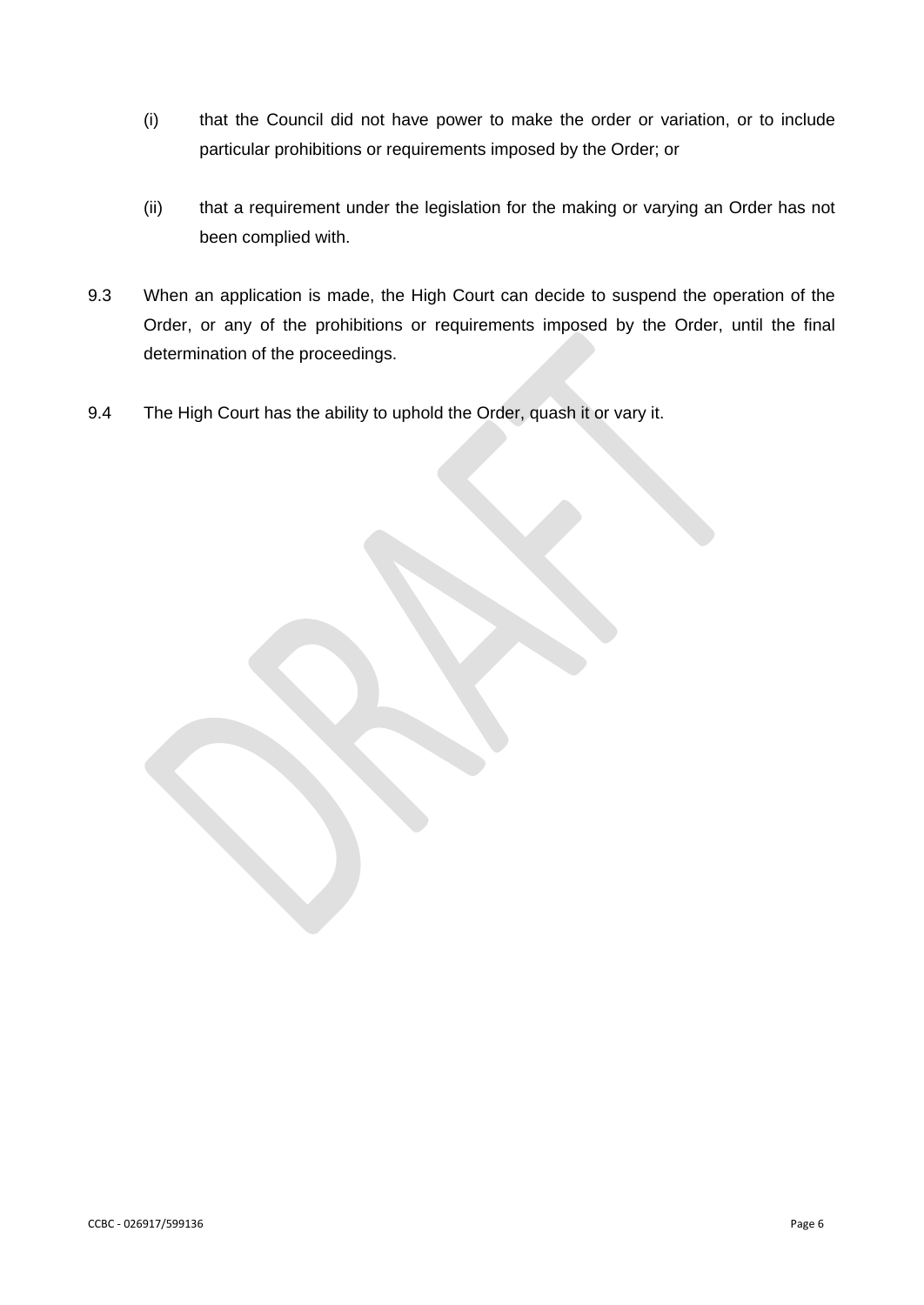(i) that the Council did not have power to make the order or variation, or to include particular prohibitions or requirements imposed by the Order; or

(ii) that a requirement under the legislation for the making or varying an Order has not been complied with.

9.3 When an application is made, the High Court can decide to suspend the operation of the Order, or any of the prohibitions or requirements imposed by the Order, until the final determination of the proceedings.

9.4 The High Court has the ability to uphold the Order, quash it or vary it.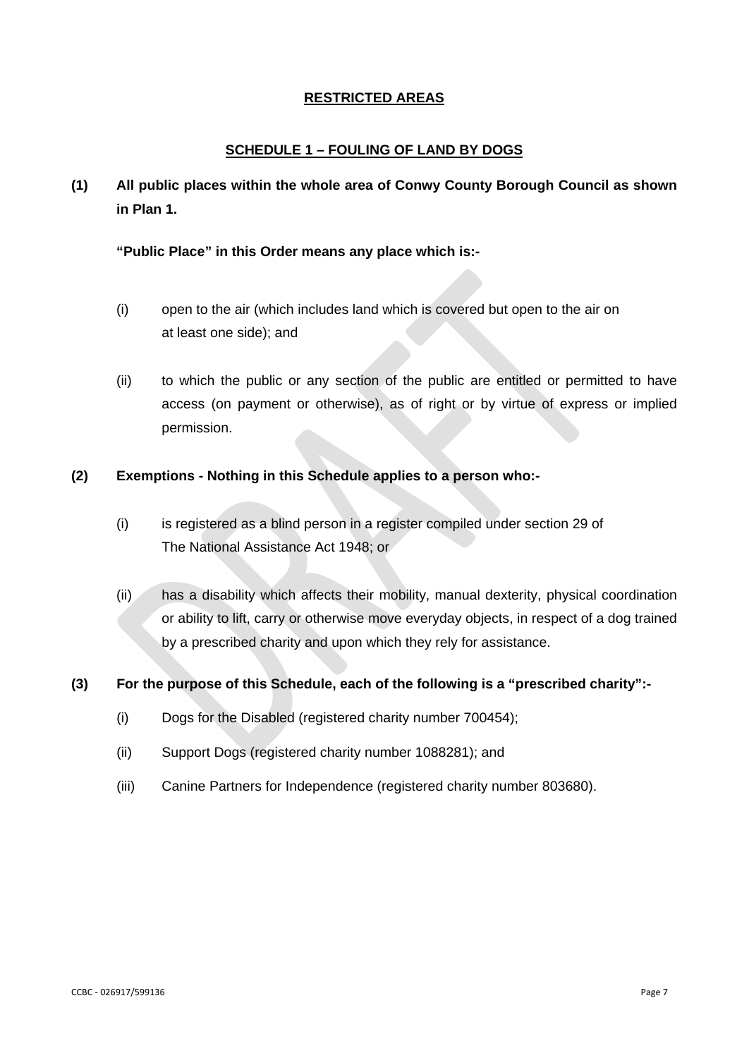# RESTRICTED AREAS

## SCHEDULE 1 – FOULING OF LAND BY DOGS

**(1) All public places within the whole area of Conwy County Borough Council as shown in Plan 1.**

**“Public Place” in this Order means any place which is:-**

(i) open to the air (which includes land which is covered but open to the air on at least one side); and

(ii) to which the public or any section of the public are entitled or permitted to have access (on payment or otherwise), as of right or by virtue of express or implied permission.

**(2) Exemptions - Nothing in this Schedule applies to a person who:-**

(i) is registered as a blind person in a register compiled under section 29 of The National Assistance Act 1948; or

(ii) has a disability which affects their mobility, manual dexterity, physical coordination or ability to lift, carry or otherwise move everyday objects, in respect of a dog trained by a prescribed charity and upon which they rely for assistance.

**(3) For the purpose of this Schedule, each of the following is a “prescribed charity”:-**

(i) Dogs for the Disabled (registered charity number 700454);

(ii) Support Dogs (registered charity number 1088281); and

(iii) Canine Partners for Independence (registered charity number 803680).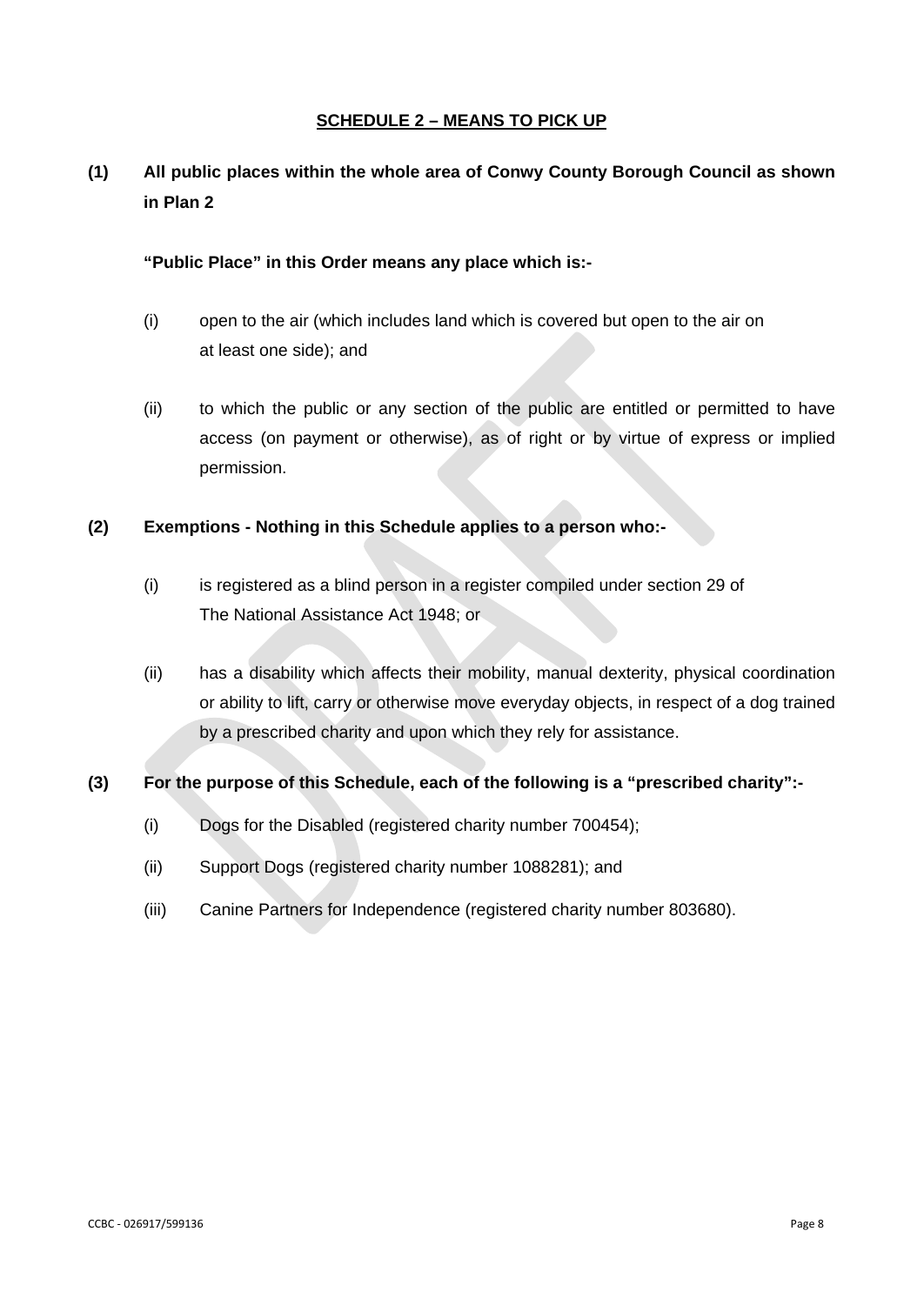## SCHEDULE 2 – MEANS TO PICK UP

**(1) All public places within the whole area of Conwy County Borough Council as shown in Plan 2**

**"Public Place" in this Order means any place which is:-**

(i) open to the air (which includes land which is covered but open to the air on at least one side); and

(ii) to which the public or any section of the public are entitled or permitted to have access (on payment or otherwise), as of right or by virtue of express or implied permission.

**(2) Exemptions - Nothing in this Schedule applies to a person who:-**

(i) is registered as a blind person in a register compiled under section 29 of The National Assistance Act 1948; or

(ii) has a disability which affects their mobility, manual dexterity, physical coordination or ability to lift, carry or otherwise move everyday objects, in respect of a dog trained by a prescribed charity and upon which they rely for assistance.

**(3) For the purpose of this Schedule, each of the following is a "prescribed charity":-**

(i) Dogs for the Disabled (registered charity number 700454);

(ii) Support Dogs (registered charity number 1088281); and

(iii) Canine Partners for Independence (registered charity number 803680).

CCBC - 026917/599136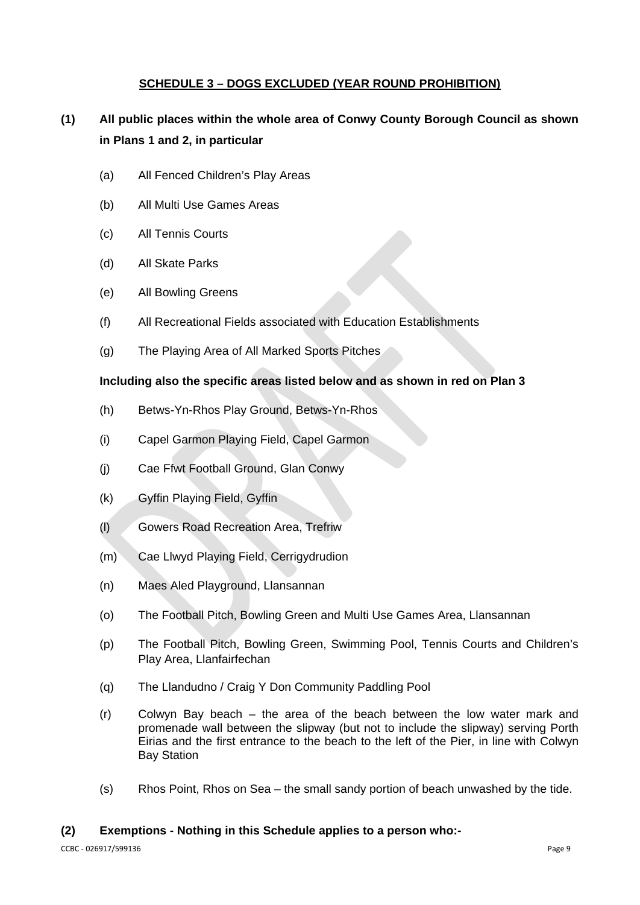## SCHEDULE 3 – DOGS EXCLUDED (YEAR ROUND PROHIBITION)

**(1) All public places within the whole area of Conwy County Borough Council as shown in Plans 1 and 2, in particular**

(a) All Fenced Children's Play Areas

(b) All Multi Use Games Areas

(c) All Tennis Courts

(d) All Skate Parks

(e) All Bowling Greens

(f) All Recreational Fields associated with Education Establishments

(g) The Playing Area of All Marked Sports Pitches

**Including also the specific areas listed below and as shown in red on Plan 3**

(h) Betws-Yn-Rhos Play Ground, Betws-Yn-Rhos

(i) Capel Garmon Playing Field, Capel Garmon

(j) Cae Ffwt Football Ground, Glan Conwy

(k) Gyffin Playing Field, Gyffin

(l) Gowers Road Recreation Area, Trefriw

(m) Cae Llwyd Playing Field, Cerrigydrudion

(n) Maes Aled Playground, Llansannan

(o) The Football Pitch, Bowling Green and Multi Use Games Area, Llansannan

(p) The Football Pitch, Bowling Green, Swimming Pool, Tennis Courts and Children's Play Area, Llanfairfechan

(q) The Llandudno / Craig Y Don Community Paddling Pool

(r) Colwyn Bay beach – the area of the beach between the low water mark and promenade wall between the slipway (but not to include the slipway) serving Porth Eirias and the first entrance to the beach to the left of the Pier, in line with Colwyn Bay Station

(s) Rhos Point, Rhos on Sea – the small sandy portion of beach unwashed by the tide.

**(2) Exemptions - Nothing in this Schedule applies to a person who:-**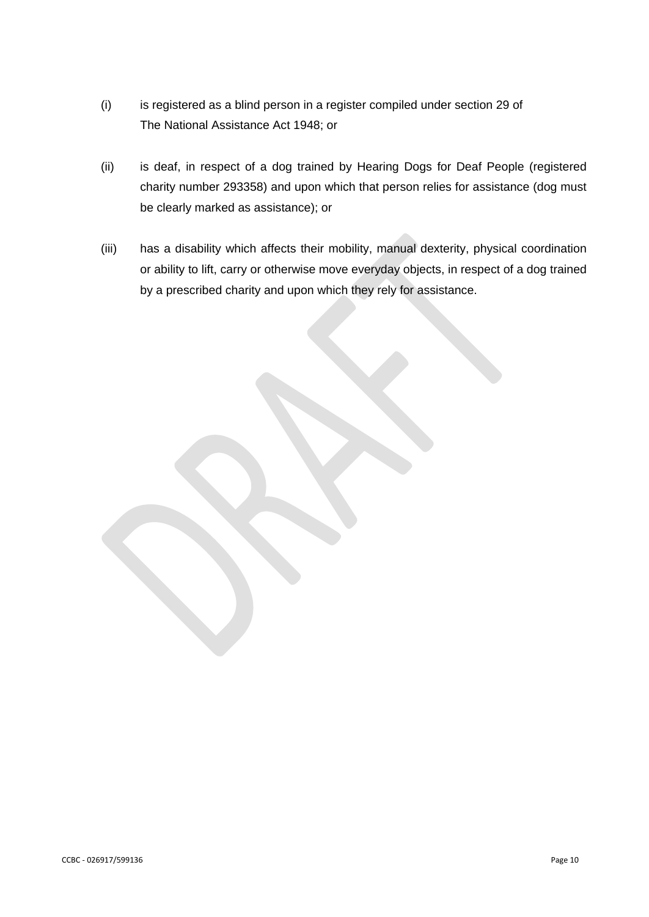(i) is registered as a blind person in a register compiled under section 29 of The National Assistance Act 1948; or

(ii) is deaf, in respect of a dog trained by Hearing Dogs for Deaf People (registered charity number 293358) and upon which that person relies for assistance (dog must be clearly marked as assistance); or

(iii) has a disability which affects their mobility, manual dexterity, physical coordination or ability to lift, carry or otherwise move everyday objects, in respect of a dog trained by a prescribed charity and upon which they rely for assistance.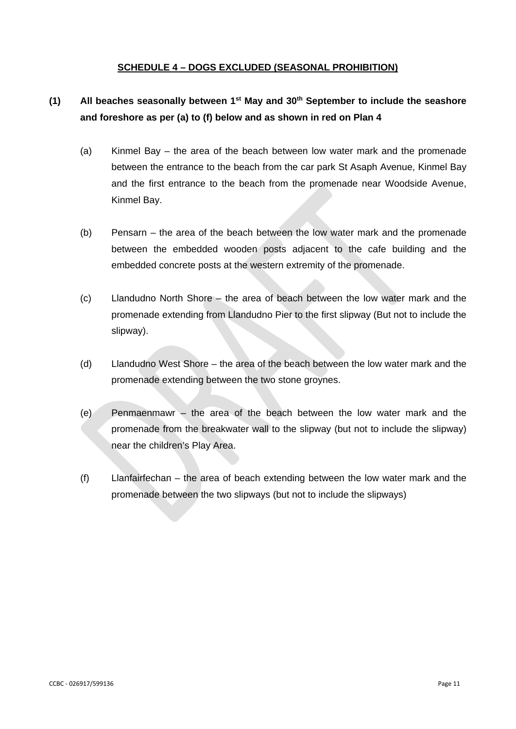## SCHEDULE 4 – DOGS EXCLUDED (SEASONAL PROHIBITION)

**(1) All beaches seasonally between 1st May and 30th September to include the seashore and foreshore as per (a) to (f) below and as shown in red on Plan 4**

(a) Kinmel Bay – the area of the beach between low water mark and the promenade between the entrance to the beach from the car park St Asaph Avenue, Kinmel Bay and the first entrance to the beach from the promenade near Woodside Avenue, Kinmel Bay.

(b) Pensarn – the area of the beach between the low water mark and the promenade between the embedded wooden posts adjacent to the cafe building and the embedded concrete posts at the western extremity of the promenade.

(c) Llandudno North Shore – the area of beach between the low water mark and the promenade extending from Llandudno Pier to the first slipway (But not to include the slipway).

(d) Llandudno West Shore – the area of the beach between the low water mark and the promenade extending between the two stone groynes.

(e) Penmaenmawr – the area of the beach between the low water mark and the promenade from the breakwater wall to the slipway (but not to include the slipway) near the children's Play Area.

(f) Llanfairfechan – the area of beach extending between the low water mark and the promenade between the two slipways (but not to include the slipways)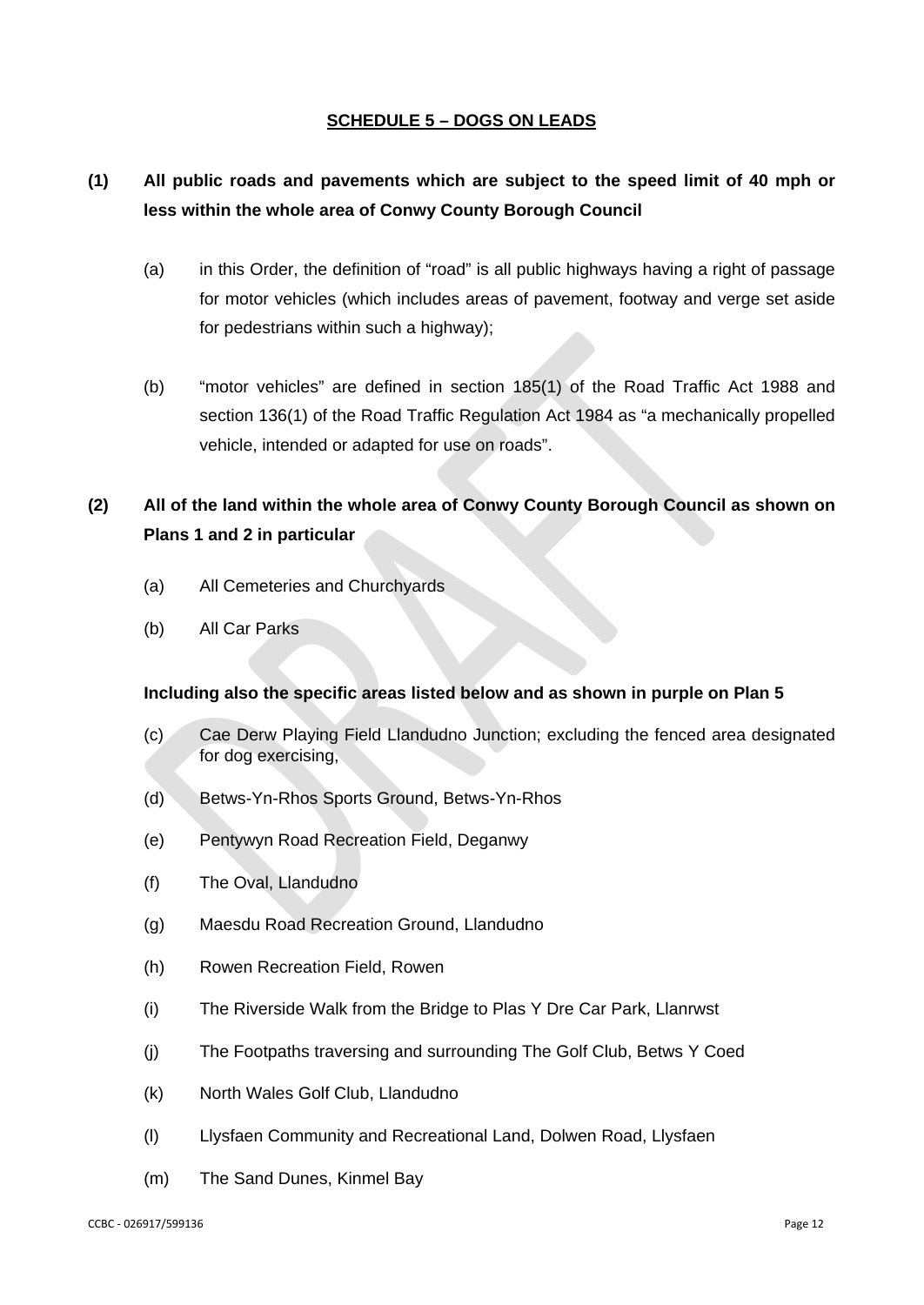## SCHEDULE 5 – DOGS ON LEADS

**(1) All public roads and pavements which are subject to the speed limit of 40 mph or less within the whole area of Conwy County Borough Council**

(a) in this Order, the definition of "road" is all public highways having a right of passage for motor vehicles (which includes areas of pavement, footway and verge set aside for pedestrians within such a highway);

(b) "motor vehicles" are defined in section 185(1) of the Road Traffic Act 1988 and section 136(1) of the Road Traffic Regulation Act 1984 as "a mechanically propelled vehicle, intended or adapted for use on roads".

**(2) All of the land within the whole area of Conwy County Borough Council as shown on Plans 1 and 2 in particular**

(a) All Cemeteries and Churchyards

(b) All Car Parks

**Including also the specific areas listed below and as shown in purple on Plan 5**

(c) Cae Derw Playing Field Llandudno Junction; excluding the fenced area designated for dog exercising,

(d) Betws-Yn-Rhos Sports Ground, Betws-Yn-Rhos

(e) Pentywyn Road Recreation Field, Deganwy

(f) The Oval, Llandudno

(g) Maesdu Road Recreation Ground, Llandudno

(h) Rowen Recreation Field, Rowen

(i) The Riverside Walk from the Bridge to Plas Y Dre Car Park, Llanrwst

(j) The Footpaths traversing and surrounding The Golf Club, Betws Y Coed

(k) North Wales Golf Club, Llandudno

(l) Llysfaen Community and Recreational Land, Dolwen Road, Llysfaen

(m) The Sand Dunes, Kinmel Bay

CCBC - 026917/599136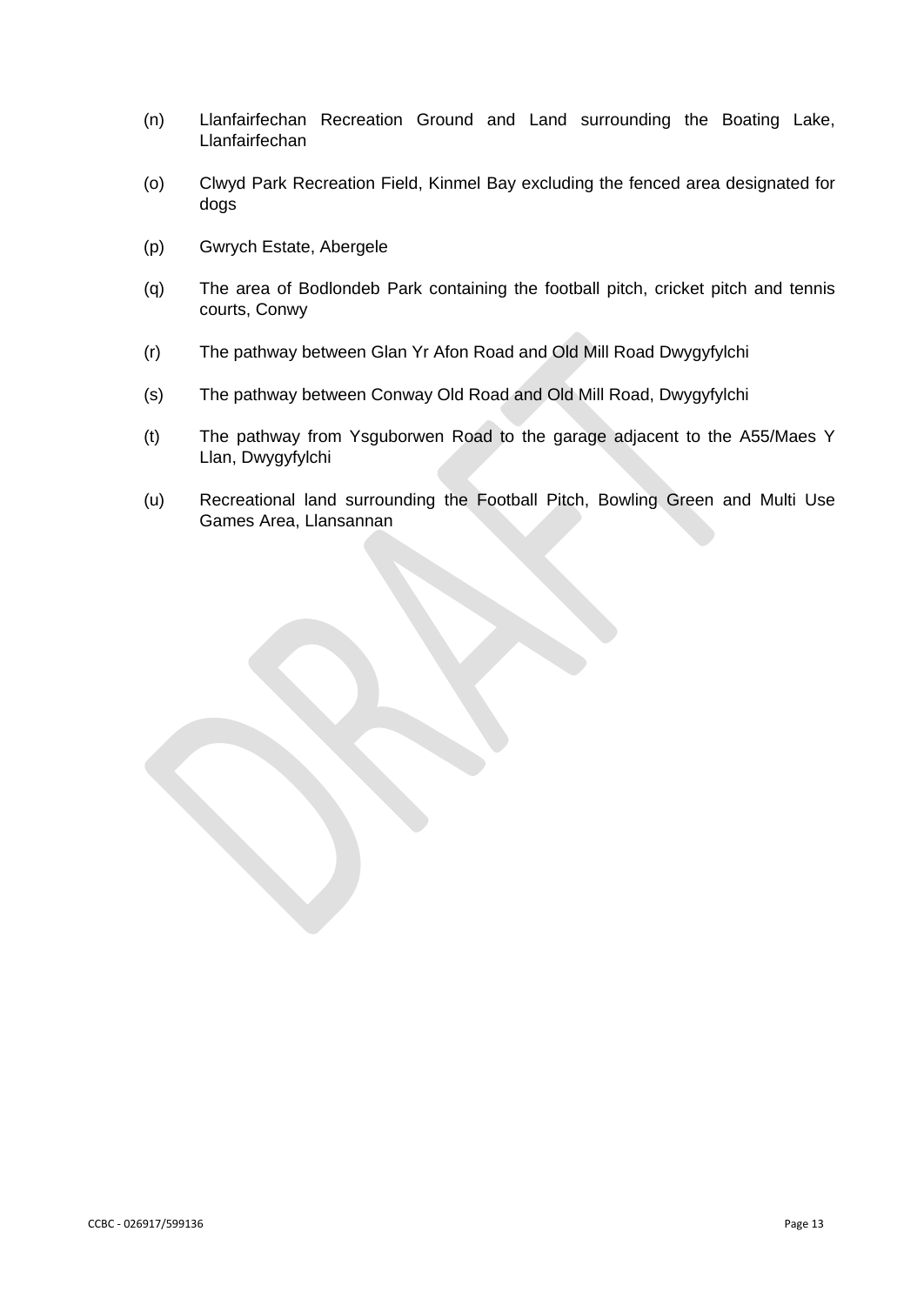(n) Llanfairfechan Recreation Ground and Land surrounding the Boating Lake, Llanfairfechan

(o) Clwyd Park Recreation Field, Kinmel Bay excluding the fenced area designated for dogs

(p) Gwrych Estate, Abergele

(q) The area of Bodlondeb Park containing the football pitch, cricket pitch and tennis courts, Conwy

(r) The pathway between Glan Yr Afon Road and Old Mill Road Dwygyfylchi

(s) The pathway between Conway Old Road and Old Mill Road, Dwygyfylchi

(t) The pathway from Ysguborwen Road to the garage adjacent to the A55/Maes Y Llan, Dwygyfylchi

(u) Recreational land surrounding the Football Pitch, Bowling Green and Multi Use Games Area, Llansannan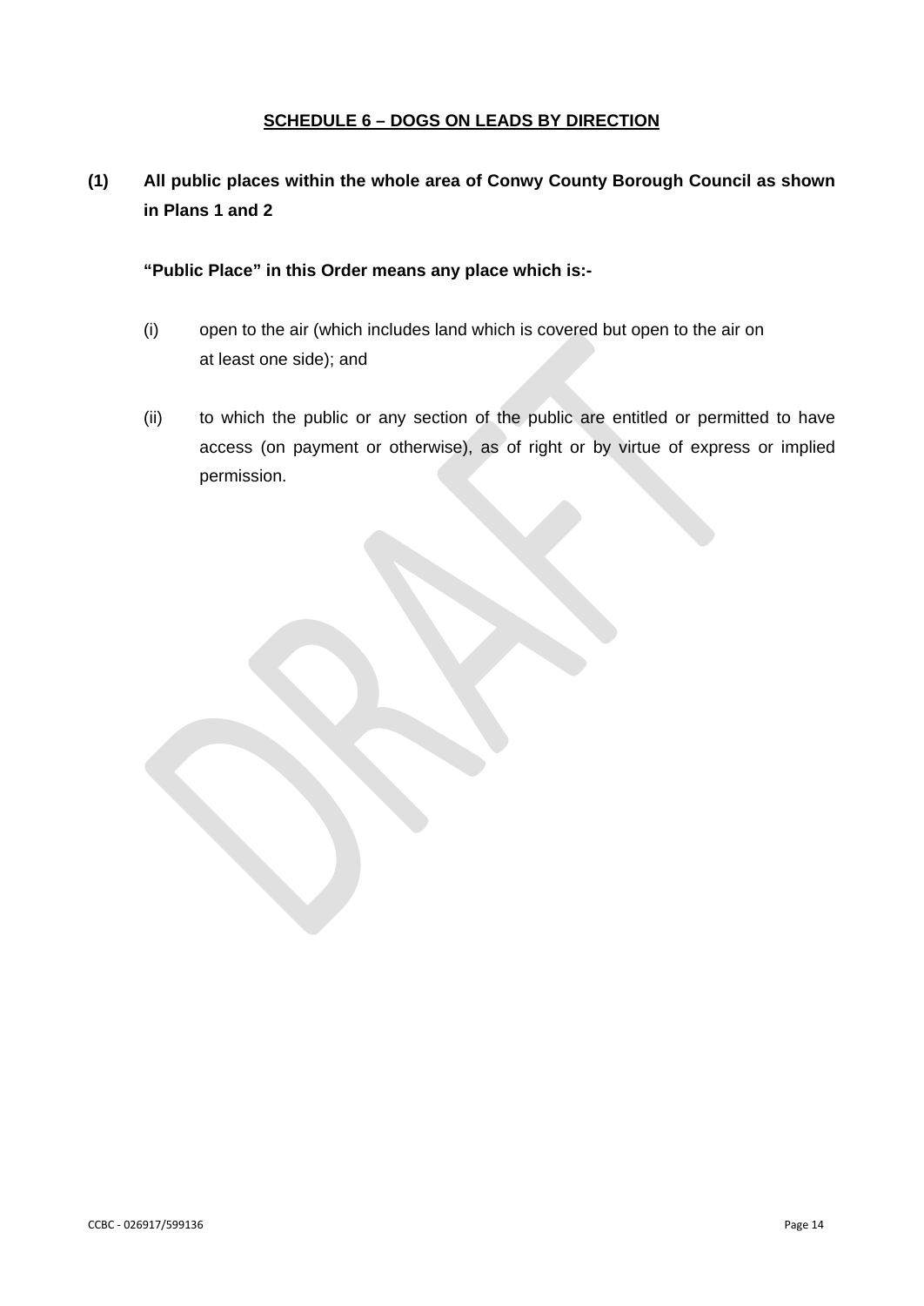## SCHEDULE 6 – DOGS ON LEADS BY DIRECTION

**(1) All public places within the whole area of Conwy County Borough Council as shown in Plans 1 and 2**

**"Public Place" in this Order means any place which is:-**

(i) open to the air (which includes land which is covered but open to the air on at least one side); and

(ii) to which the public or any section of the public are entitled or permitted to have access (on payment or otherwise), as of right or by virtue of express or implied permission.